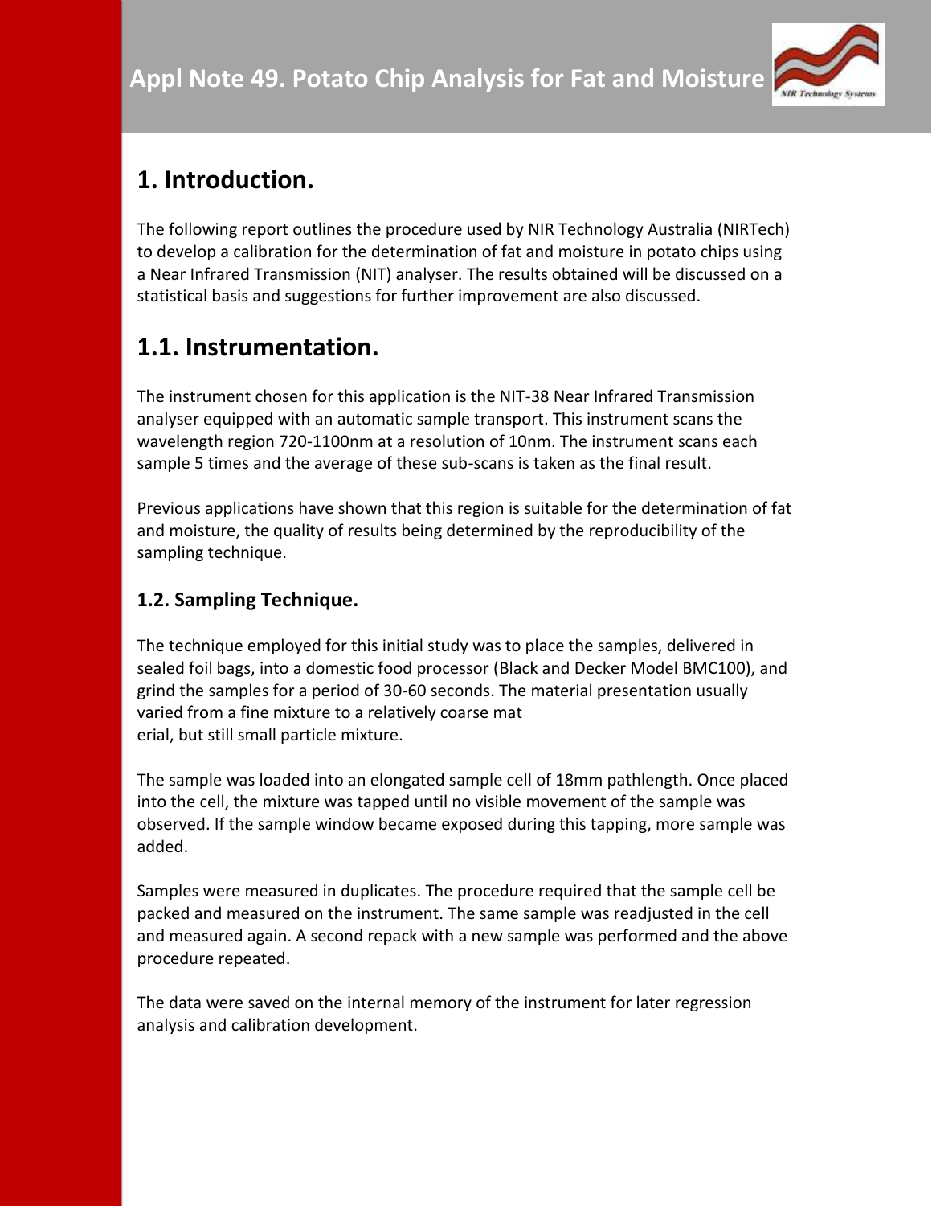# Appl Note 49. Potato Chip Analysis for Fat and Moisture

## 1. Introduction.

The following report outlines the procedure used by NIR Technology Australia (NIRTech) to develop a calibration for the determination of fat and moisture in potato chips using a Near Infrared Transmission (NIT) analyser. The results obtained will be discussed on a statistical basis and suggestions for further improvement are also discussed.

## 1.1. Instrumentation.

The instrument chosen for this application is the NIT-38 Near Infrared Transmission analyser equipped with an automatic sample transport. This instrument scans the wavelength region 720-1100nm at a resolution of 10nm. The instrument scans each sample 5 times and the average of these sub-scans is taken as the final result.

Previous applications have shown that this region is suitable for the determination of fat and moisture, the quality of results being determined by the reproducibility of the sampling technique.

### 1.2. Sampling Technique.

The technique employed for this initial study was to place the samples, delivered in sealed foil bags, into a domestic food processor (Black and Decker Model BMC100), and grind the samples for a period of 30-60 seconds. The material presentation usually varied from a fine mixture to a relatively coarse material, but still small particle mixture.

The sample was loaded into an elongated sample cell of 18mm pathlength. Once placed into the cell, the mixture was tapped until no visible movement of the sample was observed. If the sample window became exposed during this tapping, more sample was added.

Samples were measured in duplicates. The procedure required that the sample cell be packed and measured on the instrument. The same sample was readjusted in the cell and measured again. A second repack with a new sample was performed and the above procedure repeated.

The data were saved on the internal memory of the instrument for later regression analysis and calibration development.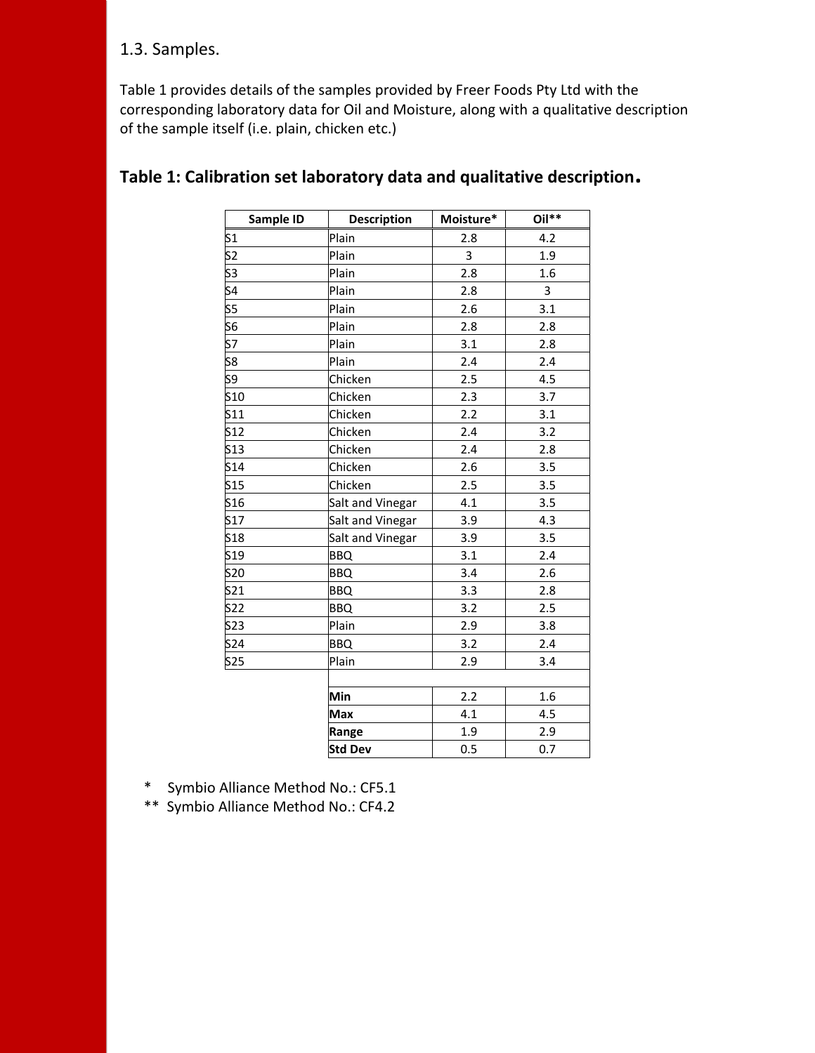## 1.3. Samples.

Table 1 provides details of the samples provided by Freer Foods Pty Ltd with the corresponding laboratory data for Oil and Moisture, along with a qualitative description of the sample itself (i.e. plain, chicken etc.)

### Table 1: Calibration set laboratory data and qualitative description.

| Sample ID | Description | Moisture* | Oil** |
|---|---|---|---|
| S1 | Plain | 2.8 | 4.2 |
| S2 | Plain | 3 | 1.9 |
| S3 | Plain | 2.8 | 1.6 |
| S4 | Plain | 2.8 | 3 |
| S5 | Plain | 2.6 | 3.1 |
| S6 | Plain | 2.8 | 2.8 |
| S7 | Plain | 3.1 | 2.8 |
| S8 | Plain | 2.4 | 2.4 |
| S9 | Chicken | 2.5 | 4.5 |
| S10 | Chicken | 2.3 | 3.7 |
| S11 | Chicken | 2.2 | 3.1 |
| S12 | Chicken | 2.4 | 3.2 |
| S13 | Chicken | 2.4 | 2.8 |
| S14 | Chicken | 2.6 | 3.5 |
| S15 | Chicken | 2.5 | 3.5 |
| S16 | Salt and Vinegar | 4.1 | 3.5 |
| S17 | Salt and Vinegar | 3.9 | 4.3 |
| S18 | Salt and Vinegar | 3.9 | 3.5 |
| S19 | BBQ | 3.1 | 2.4 |
| S20 | BBQ | 3.4 | 2.6 |
| S21 | BBQ | 3.3 | 2.8 |
| S22 | BBQ | 3.2 | 2.5 |
| S23 | Plain | 2.9 | 3.8 |
| S24 | BBQ | 3.2 | 2.4 |
| S25 | Plain | 2.9 | 3.4 |
| | | | |
| | **Min** | 2.2 | 1.6 |
| | **Max** | 4.1 | 4.5 |
| | **Range** | 1.9 | 2.9 |
| | **Std Dev** | 0.5 | 0.7 |

\* Symbio Alliance Method No.: CF5.1

** Symbio Alliance Method No.: CF4.2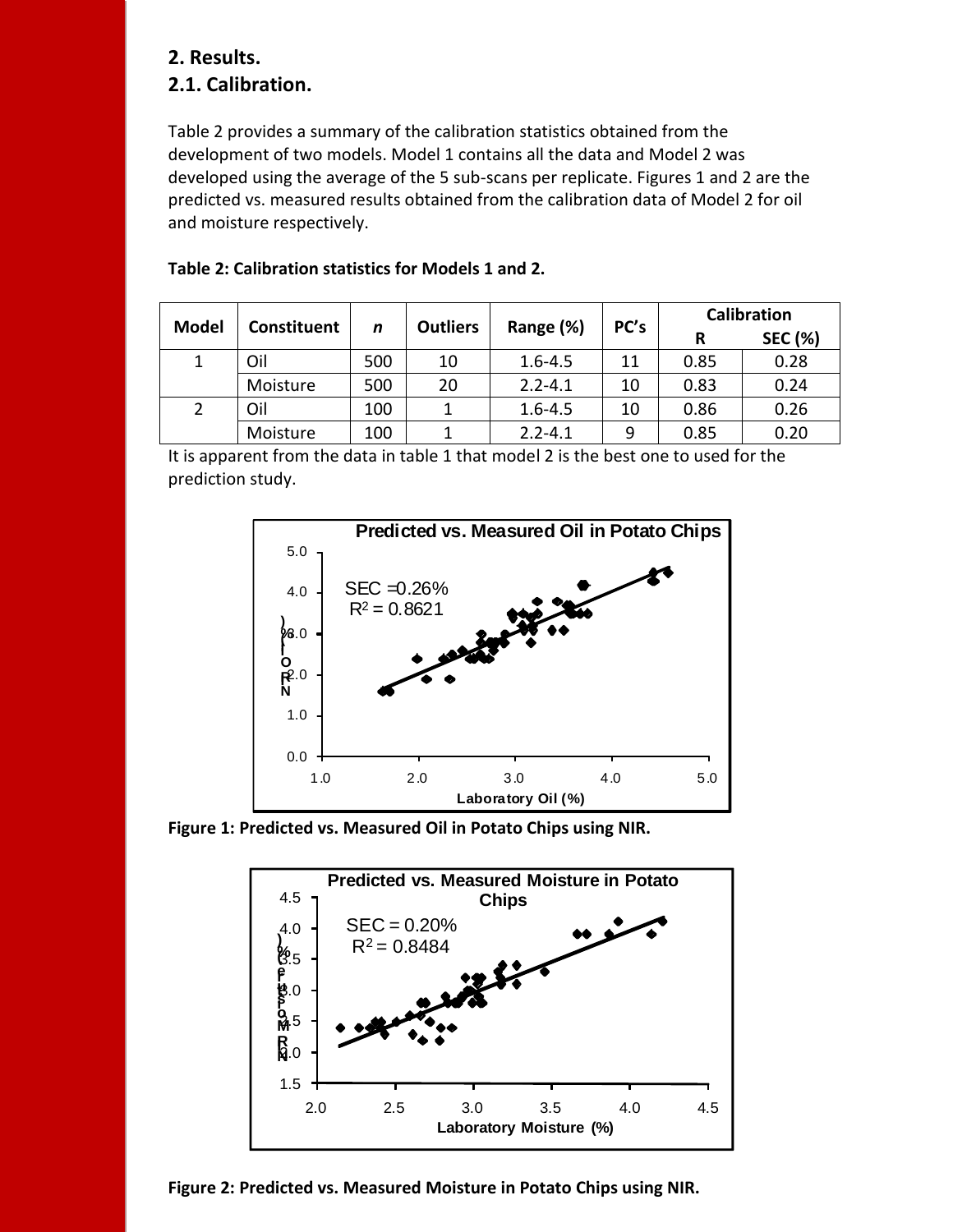## 2. Results.

### 2.1. Calibration.

Table 2 provides a summary of the calibration statistics obtained from the development of two models. Model 1 contains all the data and Model 2 was developed using the average of the 5 sub-scans per replicate. Figures 1 and 2 are the predicted vs. measured results obtained from the calibration data of Model 2 for oil and moisture respectively.

**Table 2: Calibration statistics for Models 1 and 2.**

| Model | Constituent | *n* | Outliers | Range (%) | PC's | Calibration | |
|---|---|---|---|---|---|---|---|
| | | | | | | R | SEC (%) |
| 1 | Oil | 500 | 10 | 1.6-4.5 | 11 | 0.85 | 0.28 |
| | Moisture | 500 | 20 | 2.2-4.1 | 10 | 0.83 | 0.24 |
| 2 | Oil | 100 | 1 | 1.6-4.5 | 10 | 0.86 | 0.26 |
| | Moisture | 100 | 1 | 2.2-4.1 | 9 | 0.85 | 0.20 |

It is apparent from the data in table 1 that model 2 is the best one to used for the prediction study.

**Figure 1: Predicted vs. Measured Oil in Potato Chips using NIR.**

**Figure 2: Predicted vs. Measured Moisture in Potato Chips using NIR.**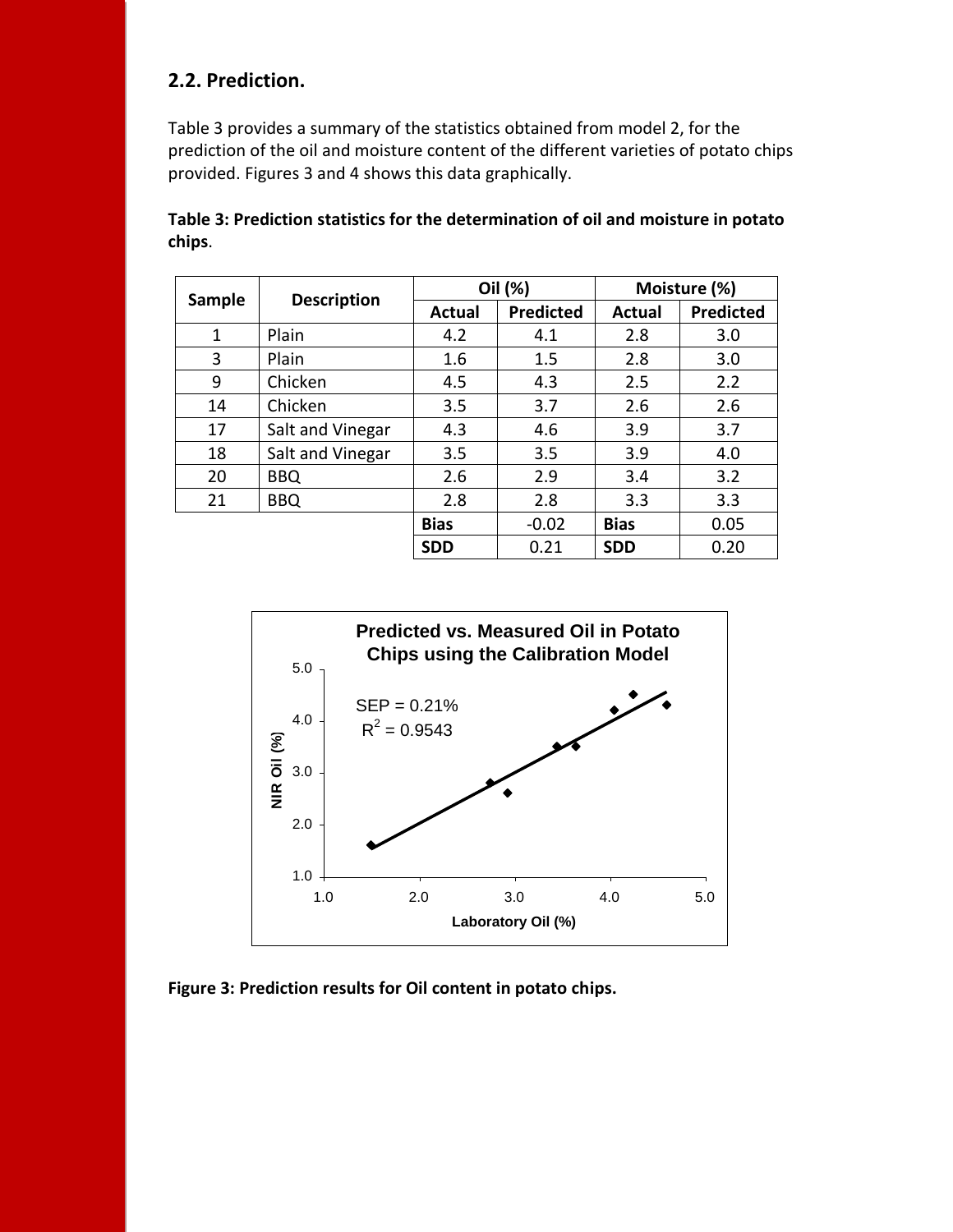## 2.2. Prediction.

Table 3 provides a summary of the statistics obtained from model 2, for the prediction of the oil and moisture content of the different varieties of potato chips provided. Figures 3 and 4 shows this data graphically.

**Table 3: Prediction statistics for the determination of oil and moisture in potato chips**.

| Sample | Description | Oil (%) | | Moisture (%) | |
|---|---|---|---|---|---|
| | | Actual | Predicted | Actual | Predicted |
| 1 | Plain | 4.2 | 4.1 | 2.8 | 3.0 |
| 3 | Plain | 1.6 | 1.5 | 2.8 | 3.0 |
| 9 | Chicken | 4.5 | 4.3 | 2.5 | 2.2 |
| 14 | Chicken | 3.5 | 3.7 | 2.6 | 2.6 |
| 17 | Salt and Vinegar | 4.3 | 4.6 | 3.9 | 3.7 |
| 18 | Salt and Vinegar | 3.5 | 3.5 | 3.9 | 4.0 |
| 20 | BBQ | 2.6 | 2.9 | 3.4 | 3.2 |
| 21 | BBQ | 2.8 | 2.8 | 3.3 | 3.3 |
| | | **Bias** | -0.02 | **Bias** | 0.05 |
| | | **SDD** | 0.21 | **SDD** | 0.20 |

**Predicted vs. Measured Oil in Potato Chips using the Calibration Model**

SEP = 0.21%
$R^2 = 0.9543$

**Figure 3: Prediction results for Oil content in potato chips.**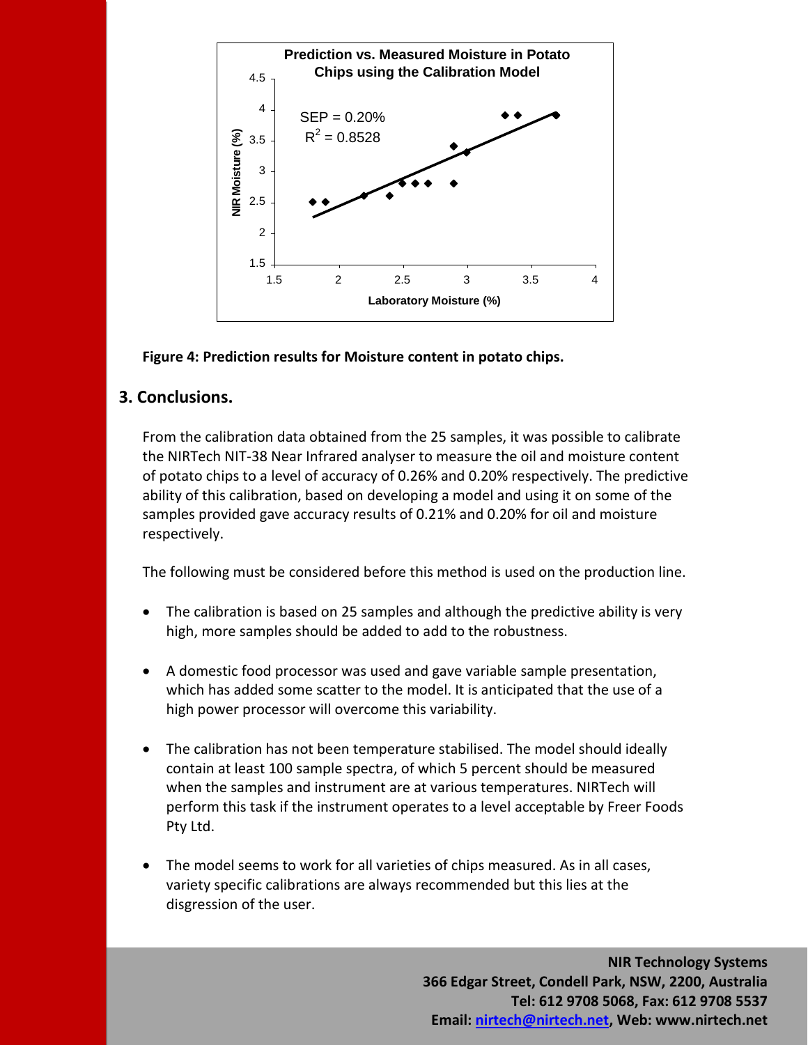Prediction vs. Measured Moisture in Potato Chips using the Calibration Model

SEP = 0.20%

$R^2$ = 0.8528

NIR Moisture (%)

4.5
4
3.5
3
2.5
2
1.5

Laboratory Moisture (%)

1.5
2
2.5
3
3.5
4

**Figure 4: Prediction results for Moisture content in potato chips.**

## 3. Conclusions.

From the calibration data obtained from the 25 samples, it was possible to calibrate the NIRTech NIT-38 Near Infrared analyser to measure the oil and moisture content of potato chips to a level of accuracy of 0.26% and 0.20% respectively. The predictive ability of this calibration, based on developing a model and using it on some of the samples provided gave accuracy results of 0.21% and 0.20% for oil and moisture respectively.

The following must be considered before this method is used on the production line.

- The calibration is based on 25 samples and although the predictive ability is very high, more samples should be added to add to the robustness.
- A domestic food processor was used and gave variable sample presentation, which has added some scatter to the model. It is anticipated that the use of a high power processor will overcome this variability.
- The calibration has not been temperature stabilised. The model should ideally contain at least 100 sample spectra, of which 5 percent should be measured when the samples and instrument are at various temperatures. NIRTech will perform this task if the instrument operates to a level acceptable by Freer Foods Pty Ltd.
- The model seems to work for all varieties of chips measured. As in all cases, variety specific calibrations are always recommended but this lies at the disgression of the user.

**NIR Technology Systems**
**366 Edgar Street, Condell Park, NSW, 2200, Australia**
**Tel: 612 9708 5068, Fax: 612 9708 5537**
**Email: nirtech@nirtech.net, Web: www.nirtech.net**